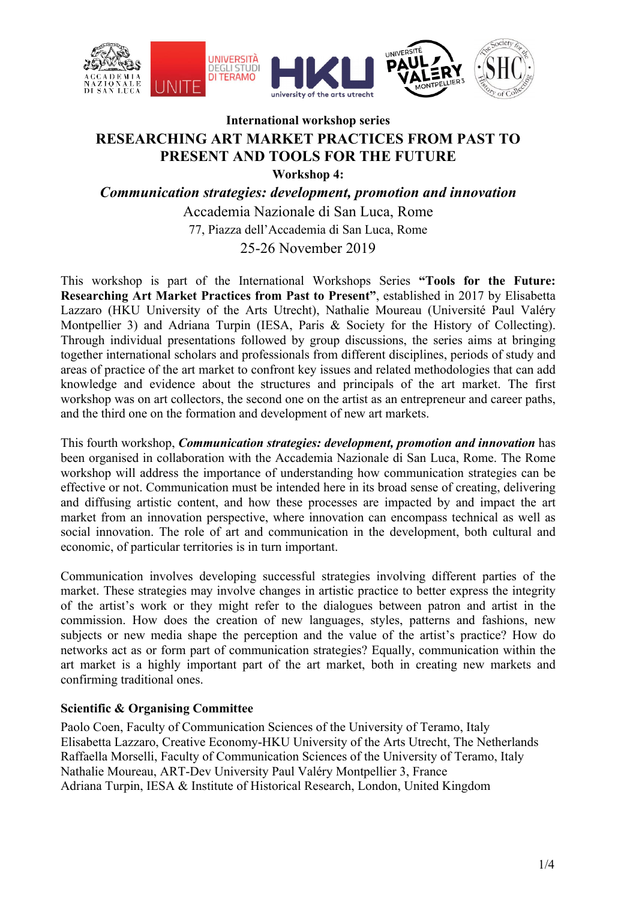**International workshop series**

# RESEARCHING ART MARKET PRACTICES FROM PAST TO PRESENT AND TOOLS FOR THE FUTURE

**Workshop 4:**

## *Communication strategies: development, promotion and innovation*

Accademia Nazionale di San Luca, Rome

77, Piazza dell'Accademia di San Luca, Rome

25-26 November 2019

This workshop is part of the International Workshops Series **"Tools for the Future: Researching Art Market Practices from Past to Present"**, established in 2017 by Elisabetta Lazzaro (HKU University of the Arts Utrecht), Nathalie Moureau (Université Paul Valéry Montpellier 3) and Adriana Turpin (IESA, Paris & Society for the History of Collecting). Through individual presentations followed by group discussions, the series aims at bringing together international scholars and professionals from different disciplines, periods of study and areas of practice of the art market to confront key issues and related methodologies that can add knowledge and evidence about the structures and principals of the art market. The first workshop was on art collectors, the second one on the artist as an entrepreneur and career paths, and the third one on the formation and development of new art markets.

This fourth workshop, ***Communication strategies: development, promotion and innovation*** has been organised in collaboration with the Accademia Nazionale di San Luca, Rome. The Rome workshop will address the importance of understanding how communication strategies can be effective or not. Communication must be intended here in its broad sense of creating, delivering and diffusing artistic content, and how these processes are impacted by and impact the art market from an innovation perspective, where innovation can encompass technical as well as social innovation. The role of art and communication in the development, both cultural and economic, of particular territories is in turn important.

Communication involves developing successful strategies involving different parties of the market. These strategies may involve changes in artistic practice to better express the integrity of the artist's work or they might refer to the dialogues between patron and artist in the commission. How does the creation of new languages, styles, patterns and fashions, new subjects or new media shape the perception and the value of the artist's practice? How do networks act as or form part of communication strategies? Equally, communication within the art market is a highly important part of the art market, both in creating new markets and confirming traditional ones.

**Scientific & Organising Committee**

Paolo Coen, Faculty of Communication Sciences of the University of Teramo, Italy
Elisabetta Lazzaro, Creative Economy-HKU University of the Arts Utrecht, The Netherlands
Raffaella Morselli, Faculty of Communication Sciences of the University of Teramo, Italy
Nathalie Moureau, ART-Dev University Paul Valéry Montpellier 3, France
Adriana Turpin, IESA & Institute of Historical Research, London, United Kingdom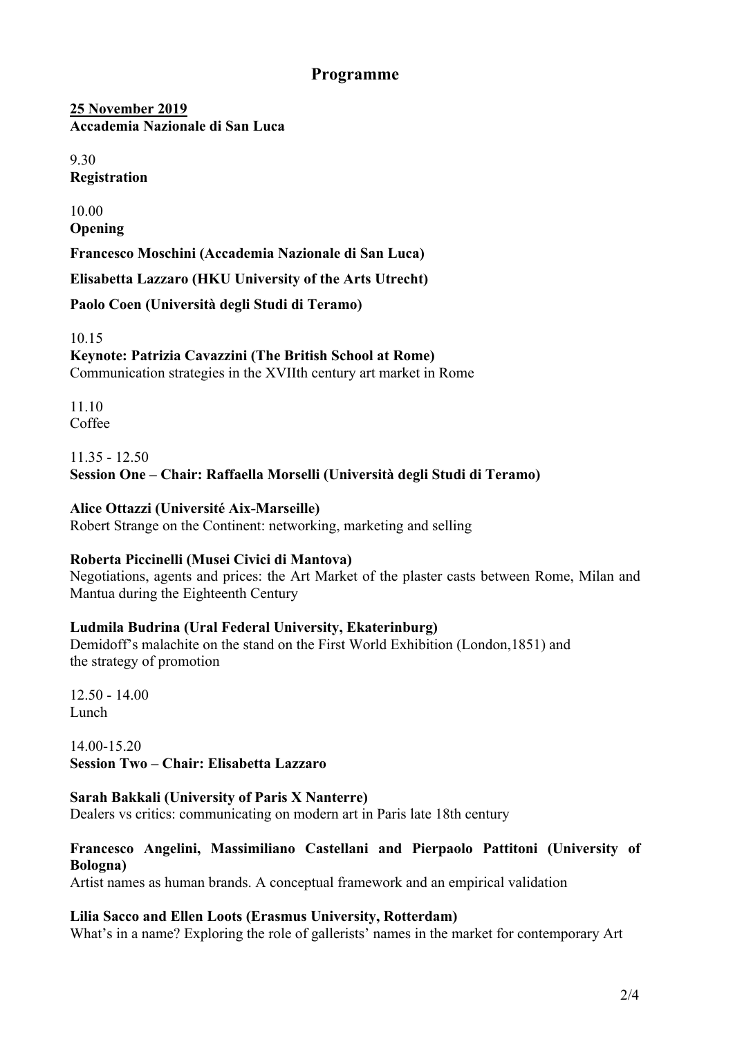# Programme

**25 November 2019**
**Accademia Nazionale di San Luca**

9.30
**Registration**

10.00
**Opening**

**Francesco Moschini (Accademia Nazionale di San Luca)**

**Elisabetta Lazzaro (HKU University of the Arts Utrecht)**

**Paolo Coen (Università degli Studi di Teramo)**

10.15
**Keynote: Patrizia Cavazzini (The British School at Rome)**
Communication strategies in the XVIIth century art market in Rome

11.10
Coffee

11.35 - 12.50
**Session One – Chair: Raffaella Morselli (Università degli Studi di Teramo)**

**Alice Ottazzi (Université Aix-Marseille)**
Robert Strange on the Continent: networking, marketing and selling

**Roberta Piccinelli (Musei Civici di Mantova)**
Negotiations, agents and prices: the Art Market of the plaster casts between Rome, Milan and Mantua during the Eighteenth Century

**Ludmila Budrina (Ural Federal University, Ekaterinburg)**
Demidoff's malachite on the stand on the First World Exhibition (London,1851) and the strategy of promotion

12.50 - 14.00
Lunch

14.00-15.20
**Session Two – Chair: Elisabetta Lazzaro**

**Sarah Bakkali (University of Paris X Nanterre)**
Dealers vs critics: communicating on modern art in Paris late 18th century

**Francesco Angelini, Massimiliano Castellani and Pierpaolo Pattitoni (University of Bologna)**
Artist names as human brands. A conceptual framework and an empirical validation

**Lilia Sacco and Ellen Loots (Erasmus University, Rotterdam)**
What's in a name? Exploring the role of gallerists' names in the market for contemporary Art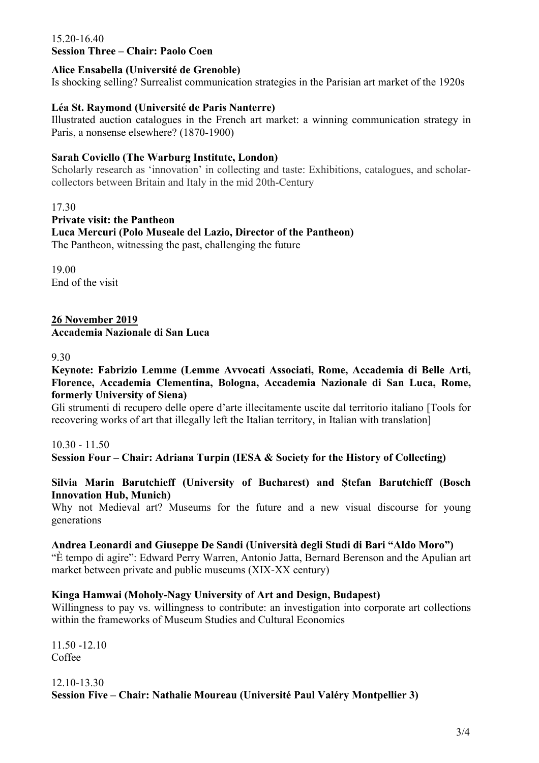15.20-16.40
**Session Three – Chair: Paolo Coen**

**Alice Ensabella (Université de Grenoble)**
Is shocking selling? Surrealist communication strategies in the Parisian art market of the 1920s

**Léa St. Raymond (Université de Paris Nanterre)**
Illustrated auction catalogues in the French art market: a winning communication strategy in Paris, a nonsense elsewhere? (1870-1900)

**Sarah Coviello (The Warburg Institute, London)**
Scholarly research as 'innovation' in collecting and taste: Exhibitions, catalogues, and scholar-collectors between Britain and Italy in the mid 20th-Century

17.30
**Private visit: the Pantheon**
**Luca Mercuri (Polo Museale del Lazio, Director of the Pantheon)**
The Pantheon, witnessing the past, challenging the future

19.00
End of the visit

**26 November 2019**
**Accademia Nazionale di San Luca**

9.30
**Keynote: Fabrizio Lemme (Lemme Avvocati Associati, Rome, Accademia di Belle Arti, Florence, Accademia Clementina, Bologna, Accademia Nazionale di San Luca, Rome, formerly University of Siena)**
Gli strumenti di recupero delle opere d'arte illecitamente uscite dal territorio italiano [Tools for recovering works of art that illegally left the Italian territory, in Italian with translation]

10.30 - 11.50
**Session Four – Chair: Adriana Turpin (IESA & Society for the History of Collecting)**

**Silvia Marin Barutchieff (University of Bucharest) and Ștefan Barutchieff (Bosch Innovation Hub, Munich)**
Why not Medieval art? Museums for the future and a new visual discourse for young generations

**Andrea Leonardi and Giuseppe De Sandi (Università degli Studi di Bari "Aldo Moro")**
"È tempo di agire": Edward Perry Warren, Antonio Jatta, Bernard Berenson and the Apulian art market between private and public museums (XIX-XX century)

**Kinga Hamwai (Moholy-Nagy University of Art and Design, Budapest)**
Willingness to pay vs. willingness to contribute: an investigation into corporate art collections within the frameworks of Museum Studies and Cultural Economics

11.50 -12.10
Coffee

12.10-13.30
**Session Five – Chair: Nathalie Moureau (Université Paul Valéry Montpellier 3)**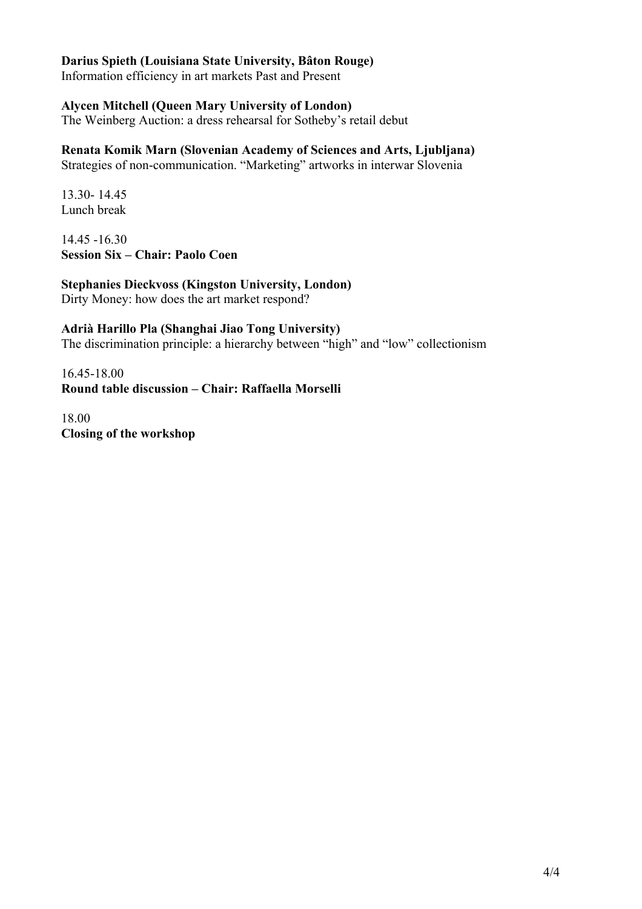**Darius Spieth (Louisiana State University, Bâton Rouge)**
Information efficiency in art markets Past and Present

**Alycen Mitchell (Queen Mary University of London)**
The Weinberg Auction: a dress rehearsal for Sotheby's retail debut

**Renata Komik Marn (Slovenian Academy of Sciences and Arts, Ljubljana)**
Strategies of non-communication. "Marketing" artworks in interwar Slovenia

13.30- 14.45
Lunch break

14.45 -16.30
**Session Six – Chair: Paolo Coen**

**Stephanies Dieckvoss (Kingston University, London)**
Dirty Money: how does the art market respond?

**Adrià Harillo Pla (Shanghai Jiao Tong University)**
The discrimination principle: a hierarchy between "high" and "low" collectionism

16.45-18.00
**Round table discussion – Chair: Raffaella Morselli**

18.00
**Closing of the workshop**